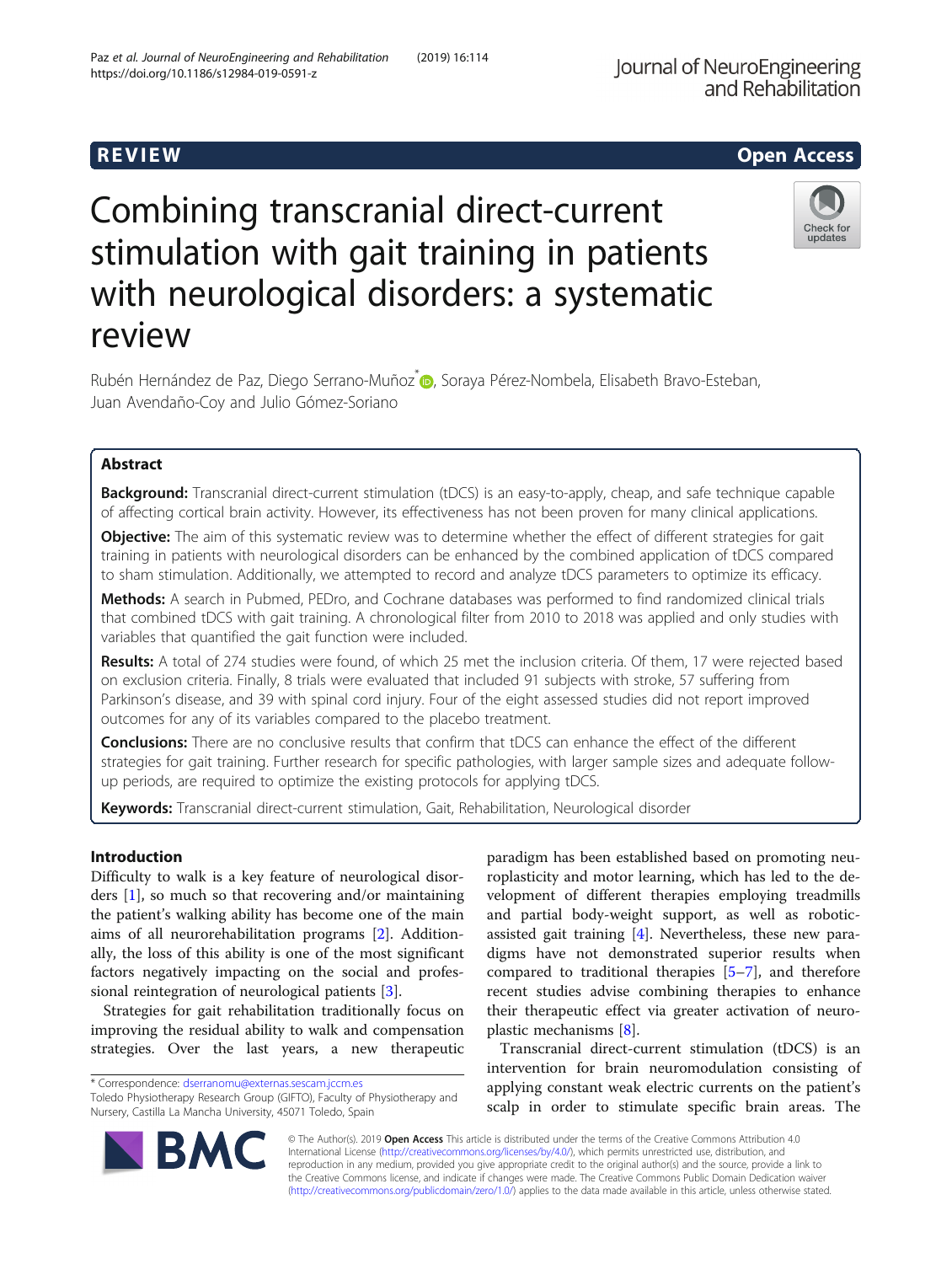REVIEW Open Access

# Combining transcranial direct-current stimulation with gait training in patients with neurological disorders: a systematic review

Rubén Hernández de Paz, Diego Serrano-Muñoz*, Soraya Pérez-Nombela, Elisabeth Bravo-Esteban, Juan Avendaño-Coy and Julio Gómez-Soriano

## Abstract

**Background:** Transcranial direct-current stimulation (tDCS) is an easy-to-apply, cheap, and safe technique capable of affecting cortical brain activity. However, its effectiveness has not been proven for many clinical applications.

**Objective:** The aim of this systematic review was to determine whether the effect of different strategies for gait training in patients with neurological disorders can be enhanced by the combined application of tDCS compared to sham stimulation. Additionally, we attempted to record and analyze tDCS parameters to optimize its efficacy.

**Methods:** A search in Pubmed, PEDro, and Cochrane databases was performed to find randomized clinical trials that combined tDCS with gait training. A chronological filter from 2010 to 2018 was applied and only studies with variables that quantified the gait function were included.

**Results:** A total of 274 studies were found, of which 25 met the inclusion criteria. Of them, 17 were rejected based on exclusion criteria. Finally, 8 trials were evaluated that included 91 subjects with stroke, 57 suffering from Parkinson's disease, and 39 with spinal cord injury. Four of the eight assessed studies did not report improved outcomes for any of its variables compared to the placebo treatment.

**Conclusions:** There are no conclusive results that confirm that tDCS can enhance the effect of the different strategies for gait training. Further research for specific pathologies, with larger sample sizes and adequate follow-up periods, are required to optimize the existing protocols for applying tDCS.

**Keywords:** Transcranial direct-current stimulation, Gait, Rehabilitation, Neurological disorder

## Introduction

Difficulty to walk is a key feature of neurological disorders [1], so much so that recovering and/or maintaining the patient's walking ability has become one of the main aims of all neurorehabilitation programs [2]. Additionally, the loss of this ability is one of the most significant factors negatively impacting on the social and professional reintegration of neurological patients [3].

Strategies for gait rehabilitation traditionally focus on improving the residual ability to walk and compensation strategies. Over the last years, a new therapeutic paradigm has been established based on promoting neuroplasticity and motor learning, which has led to the development of different therapies employing treadmills and partial body-weight support, as well as robotic-assisted gait training [4]. Nevertheless, these new paradigms have not demonstrated superior results when compared to traditional therapies [5–7], and therefore recent studies advise combining therapies to enhance their therapeutic effect via greater activation of neuroplastic mechanisms [8].

Transcranial direct-current stimulation (tDCS) is an intervention for brain neuromodulation consisting of applying constant weak electric currents on the patient's scalp in order to stimulate specific brain areas. The

\* Correspondence: dserranomu@externas.sescam.jccm.es
Toledo Physiotherapy Research Group (GIFTO), Faculty of Physiotherapy and Nursery, Castilla La Mancha University, 45071 Toledo, Spain

© The Author(s). 2019 **Open Access** This article is distributed under the terms of the Creative Commons Attribution 4.0 International License (http://creativecommons.org/licenses/by/4.0/), which permits unrestricted use, distribution, and reproduction in any medium, provided you give appropriate credit to the original author(s) and the source, provide a link to the Creative Commons license, and indicate if changes were made. The Creative Commons Public Domain Dedication waiver (http://creativecommons.org/publicdomain/zero/1.0/) applies to the data made available in this article, unless otherwise stated.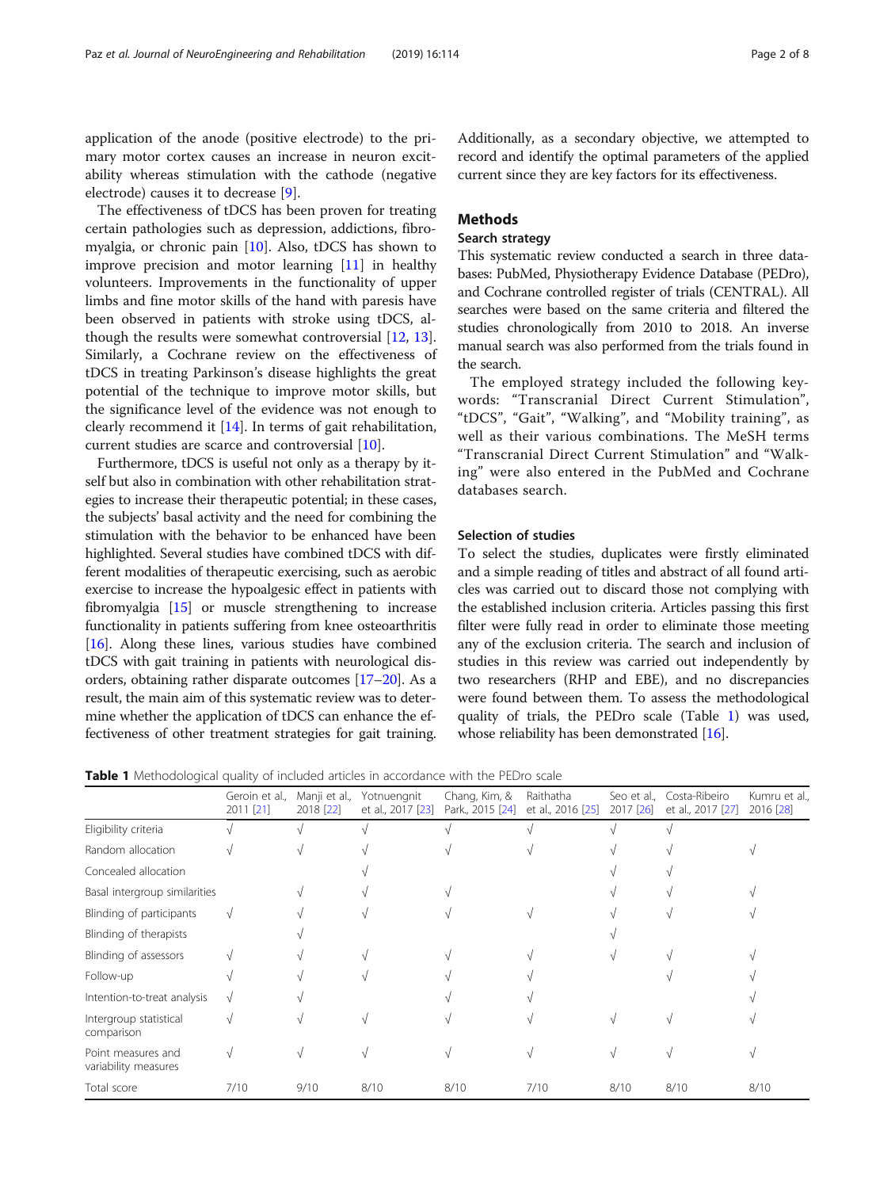application of the anode (positive electrode) to the primary motor cortex causes an increase in neuron excitability whereas stimulation with the cathode (negative electrode) causes it to decrease [9].

The effectiveness of tDCS has been proven for treating certain pathologies such as depression, addictions, fibromyalgia, or chronic pain [10]. Also, tDCS has shown to improve precision and motor learning [11] in healthy volunteers. Improvements in the functionality of upper limbs and fine motor skills of the hand with paresis have been observed in patients with stroke using tDCS, although the results were somewhat controversial [12, 13]. Similarly, a Cochrane review on the effectiveness of tDCS in treating Parkinson's disease highlights the great potential of the technique to improve motor skills, but the significance level of the evidence was not enough to clearly recommend it [14]. In terms of gait rehabilitation, current studies are scarce and controversial [10].

Furthermore, tDCS is useful not only as a therapy by itself but also in combination with other rehabilitation strategies to increase their therapeutic potential; in these cases, the subjects' basal activity and the need for combining the stimulation with the behavior to be enhanced have been highlighted. Several studies have combined tDCS with different modalities of therapeutic exercising, such as aerobic exercise to increase the hypoalgesic effect in patients with fibromyalgia [15] or muscle strengthening to increase functionality in patients suffering from knee osteoarthritis [16]. Along these lines, various studies have combined tDCS with gait training in patients with neurological disorders, obtaining rather disparate outcomes [17–20]. As a result, the main aim of this systematic review was to determine whether the application of tDCS can enhance the effectiveness of other treatment strategies for gait training. Additionally, as a secondary objective, we attempted to record and identify the optimal parameters of the applied current since they are key factors for its effectiveness.

## Methods

### Search strategy

This systematic review conducted a search in three databases: PubMed, Physiotherapy Evidence Database (PEDro), and Cochrane controlled register of trials (CENTRAL). All searches were based on the same criteria and filtered the studies chronologically from 2010 to 2018. An inverse manual search was also performed from the trials found in the search.

The employed strategy included the following keywords: "Transcranial Direct Current Stimulation", "tDCS", "Gait", "Walking", and "Mobility training", as well as their various combinations. The MeSH terms "Transcranial Direct Current Stimulation" and "Walking" were also entered in the PubMed and Cochrane databases search.

### Selection of studies

To select the studies, duplicates were firstly eliminated and a simple reading of titles and abstract of all found articles was carried out to discard those not complying with the established inclusion criteria. Articles passing this first filter were fully read in order to eliminate those meeting any of the exclusion criteria. The search and inclusion of studies in this review was carried out independently by two researchers (RHP and EBE), and no discrepancies were found between them. To assess the methodological quality of trials, the PEDro scale (Table 1) was used, whose reliability has been demonstrated [16].

**Table 1** Methodological quality of included articles in accordance with the PEDro scale

| | Geroin et al., 2011 [21] | Manji et al., 2018 [22] | Yotnuengnit et al., 2017 [23] | Chang, Kim, & Park., 2015 [24] | Raithatha et al., 2016 [25] | Seo et al., 2017 [26] | Costa-Ribeiro et al., 2017 [27] | Kumru et al., 2016 [28] |
|---|---|---|---|---|---|---|---|---|
| Eligibility criteria | √ | √ | √ | √ | √ | √ | √ | |
| Random allocation | √ | √ | √ | √ | √ | √ | √ | √ |
| Concealed allocation | | | √ | | | √ | √ | |
| Basal intergroup similarities | | √ | √ | √ | | √ | √ | √ |
| Blinding of participants | √ | √ | √ | √ | √ | √ | √ | √ |
| Blinding of therapists | | √ | | | | √ | | |
| Blinding of assessors | √ | √ | √ | √ | √ | √ | √ | √ |
| Follow-up | √ | √ | √ | √ | √ | | √ | √ |
| Intention-to-treat analysis | √ | √ | | √ | √ | | | √ |
| Intergroup statistical comparison | √ | √ | √ | √ | √ | √ | √ | √ |
| Point measures and variability measures | √ | √ | √ | √ | √ | √ | √ | √ |
| Total score | 7/10 | 9/10 | 8/10 | 8/10 | 7/10 | 8/10 | 8/10 | 8/10 |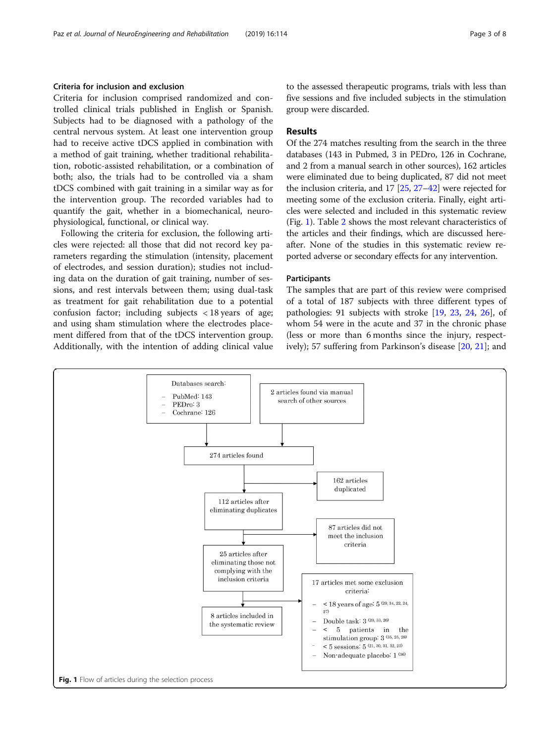### Criteria for inclusion and exclusion

Criteria for inclusion comprised randomized and controlled clinical trials published in English or Spanish. Subjects had to be diagnosed with a pathology of the central nervous system. At least one intervention group had to receive active tDCS applied in combination with a method of gait training, whether traditional rehabilitation, robotic-assisted rehabilitation, or a combination of both; also, the trials had to be controlled via a sham tDCS combined with gait training in a similar way as for the intervention group. The recorded variables had to quantify the gait, whether in a biomechanical, neurophysiological, functional, or clinical way.

Following the criteria for exclusion, the following articles were rejected: all those that did not record key parameters regarding the stimulation (intensity, placement of electrodes, and session duration); studies not including data on the duration of gait training, number of sessions, and rest intervals between them; using dual-task as treatment for gait rehabilitation due to a potential confusion factor; including subjects < 18 years of age; and using sham stimulation where the electrodes placement differed from that of the tDCS intervention group. Additionally, with the intention of adding clinical value to the assessed therapeutic programs, trials with less than five sessions and five included subjects in the stimulation group were discarded.

## Results

Of the 274 matches resulting from the search in the three databases (143 in Pubmed, 3 in PEDro, 126 in Cochrane, and 2 from a manual search in other sources), 162 articles were eliminated due to being duplicated, 87 did not meet the inclusion criteria, and 17 [25, 27–42] were rejected for meeting some of the exclusion criteria. Finally, eight articles were selected and included in this systematic review (Fig. 1). Table 2 shows the most relevant characteristics of the articles and their findings, which are discussed hereafter. None of the studies in this systematic review reported adverse or secondary effects for any intervention.

### Participants

The samples that are part of this review were comprised of a total of 187 subjects with three different types of pathologies: 91 subjects with stroke [19, 23, 24, 26], of whom 54 were in the acute and 37 in the chronic phase (less or more than 6 months since the injury, respectively); 57 suffering from Parkinson's disease [20, 21]; and

Databases search:
- PubMed: 143
- PEDro: 3
- Cochrane: 126

2 articles found via manual search of other sources

274 articles found

162 articles duplicated

112 articles after eliminating duplicates

87 articles did not meet the inclusion criteria

25 articles after eliminating those not complying with the inclusion criteria

17 articles met some exclusion criteria:
- < 18 years of age: 5 (29, 34, 22, 24, 27)
- Double task: 3 (20, 33, 26)
- < 5 patients in the stimulation group: 3 (35, 25, 28)
- < 5 sessions: 5 (21, 30, 31, 32, 23)
- Non-adequate placebo: 1 (36)

8 articles included in the systematic review

**Fig. 1** Flow of articles during the selection process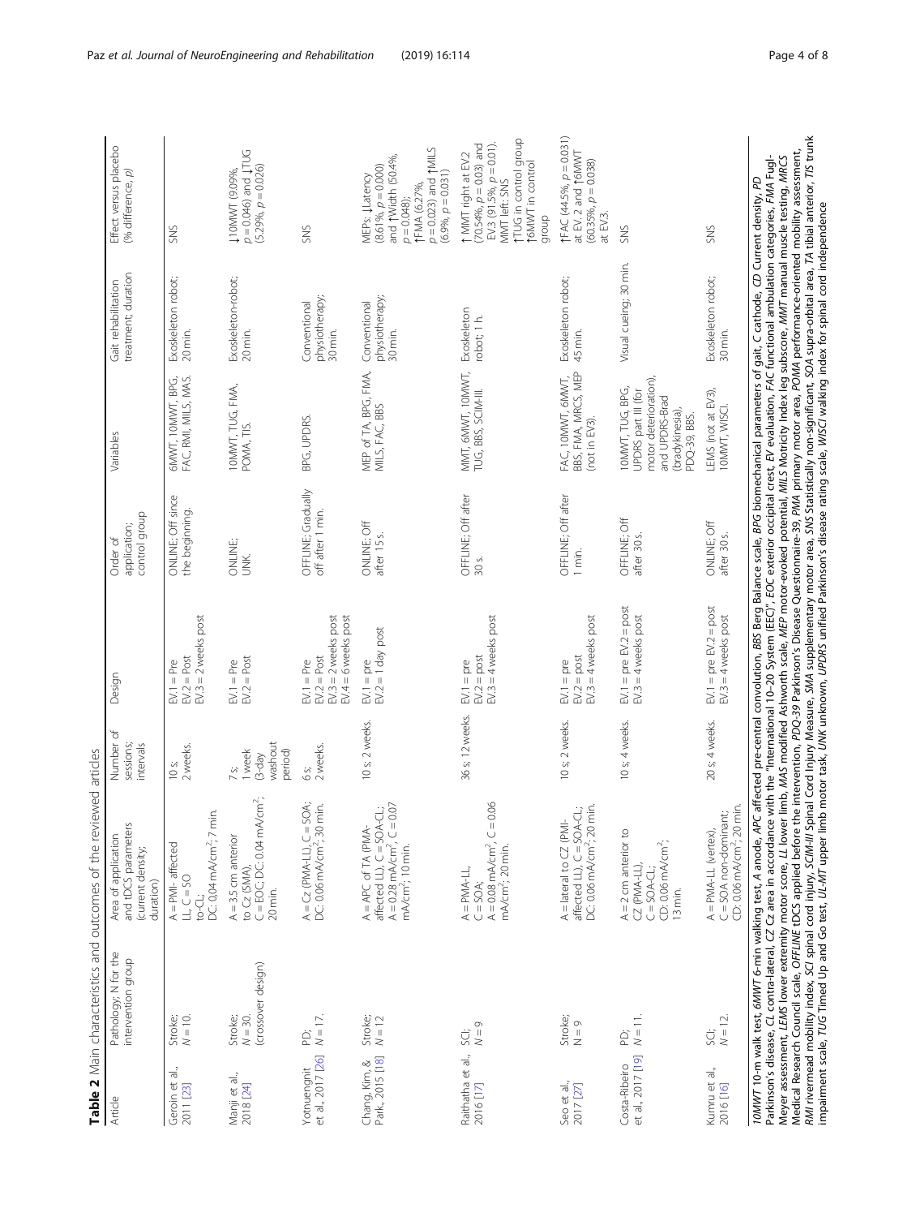**Table 2** Main characteristics and outcomes of the reviewed articles

| Article | Pathology; N for the intervention group | Area of application and tDCS parameters (current density; duration) | Number of sessions; intervals | Design | Order of application; control group | Variables | Gait rehabilitation treatment; duration | Effect versus placebo (% difference, p) |
|---|---|---|---|---|---|---|---|---|
| Geroin et al., 2011 [23] | Stroke; N = 10. | A = PMI- affected LL, C = SO to-CL; DC: 0.04 mA/cm²; 7 min. | 10 s; 2 weeks. | EV.1 = Pre EV.2 = Post EV.3 = 2 weeks post | ONLINE; Off since the beginning. | 6MWT, 10MWT, BPG, FAC, RMI, MILS, MAS. | Exoskeleton robot; 20 min. | SNS |
| Manji et al., 2018 [24] | Stroke; N = 30. (crossover design) | A = 3.5 cm anterior to Cz (SMA), C = EOC; DC: 0.04 mA/cm²; 20 min. | 7 s; 1 week (3-day washout period) | EV.1 = Pre EV.2 = Post | ONLINE; UNK. | 10MWT, TUG, FMA, POMA, TIS. | Exoskeleton-robot; 20 min. | ↓10MWT (9.09%, $p = 0.046$) and ↓TUG (5.29%, $p = 0.026$) |
| Yotnuengnit et al., 2017 [26] | PD; N = 17. | A = Cz (PMA-LL), C = SOA; DC: 0.06 mA/cm²; 30 min. | 6 s; 2 weeks. | EV.1 = Pre EV.2 = Post EV.3 = 2 weeks post EV.4 = 6 weeks post | OFFLINE; Gradually off after 1 min. | BPG, UPDRS. | Conventional physiotherapy; 30 min. | SNS |
| Chang, Kim, & Park., 2015 [18] | Stroke; N = 12 | A = APC of TA (PMA-affected LL), C = SOA-CL; A = 0.28 mA/cm², C = 0.07 mA/cm²; 10 min. | 10 s; 2 weeks. | EV.1 = pre EV.2 = 1 day post | ONLINE; Off after 15 s. | MEP of TA, BPG, FMA, MILS, FAC, BBS | Conventional physiotherapy; 30 min. | MEPs: ↓Latency (8.61%, $p = 0.000$) and ↑Width (50.4%, $p = 0.048$); ↑FMA (6.27%, $p = 0.023$) and ↑MILS (6.9%, $p = 0.031$) |
| Raithatha et al., 2016 [17] | SCI; N = 9 | A = PMA-LL, C = SOA; A = 0.08 mA/cm², C = 0.06 mA/cm²; 20 min. | 36 s; 12 weeks. | EV.1 = pre EV.2 = post EV.3 = 4 weeks post | OFFLINE; Off after 30 s. | MMT, 6MWT, 10MWT, TUG, BBS, SCIM-III. | Exoskeleton robot; 1 h. | ↑ MMT right at EV.2 (70.54%, $p = 0.03$) and EV.3 (91.5%, $p = 0.01$). MMT left: SNS ↑TUG in control group ↑6MWT in control group |
| Seo et al., 2017 [27] | Stroke; N = 9 | A = lateral to CZ (PMI-affected LL), C = SOA-CL; DC: 0.06 mA/cm²; 20 min. | 10 s; 2 weeks. | EV.1 = pre EV.2 = post EV.3 = 4 weeks post | OFFLINE; Off after 1 min. | FAC, 10MWT, 6MWT, BBS, FMA, MRCS, MEP (not in EV3). | Exoskeleton robot; 45 min. | ↑FAC (44.5%, $p = 0.031$) at EV. 2 and ↑6MWT (60.35%, $p = 0.038$) at EV.3. |
| Costa-Ribeiro et al., 2017 [19] | PD; N = 11. | A = 2 cm anterior to CZ (PMA-LL), C = SOA-CL; CD: 0.06 mA/cm²; 13 min. | 10 s; 4 weeks. | EV.1 = pre EV.2 = post EV.3 = 4 weeks post | OFFLINE; Off after 30 s. | 10MWT, TUG, BPG, UPDRS part III (for motor deterioration), and UPDRS-Brad (bradykinesia), PDQ-39, BBS. | Visual cueing; 30 min. | SNS |
| Kumru et al., 2016 [16] | SCI; N = 12. | A = PMA-LL (vertex), C = SOA non-dominant; CD: 0.06 mA/cm²; 20 min. | 20 s; 4 weeks. | EV.1 = pre EV.2 = post EV.3 = 4 weeks post | ONLINE; Off after 30 s. | LEMS (not at EV3), 10MWT, WISCI. | Exoskeleton robot; 30 min. | SNS |

*10MWT* 10-m walk test, *6MWT* 6-min walking test, *A* anode, *APC* affected pre-central convolution, *BBS* Berg Balance scale, *BPG* biomechanical parameters of gait, *C* cathode, *CD* Current density, *PD* Parkinson's disease, *CL* contra-lateral, *CZ* Cz area in accordance with the "International 10–20 System (EEG)", *EOC* exterior occipital crest, *EV* evaluation, *FAC* functional ambulation categories, *FMA* Fugl-Meyer assessment, *LEMS* lower extremity motor score, *LL* lower limb, *MAS* modified Ashworth scale, *MEP* motor-evoked potential, *MILS* Motricity Index leg subscore, *MMT* manual muscle testing, *MRCS* Medical Research Council scale, *OFFLINE* tDCS applied before the intervention, *PDQ-39* Parkinson's Disease Questionnaire-39, *PMA* primary motor area, *POMA* performance-oriented mobility assessment, *RMI* rivermead mobility index, *SCI* spinal cord injury, *SCIM-III* Spinal Cord Injury Measure, *SMA* supplementary motor area, *SNS* Statistically non-significant, *SOA* supra-orbital area, *TA* tibial anterior, *TIS* trunk impairment scale, *TUG* Timed Up and Go test, *UL-MT* upper limb motor task, *UNK* unknown, *UPDRS* unified Parkinson's disease rating scale, *WISCI* walking index for spinal cord independence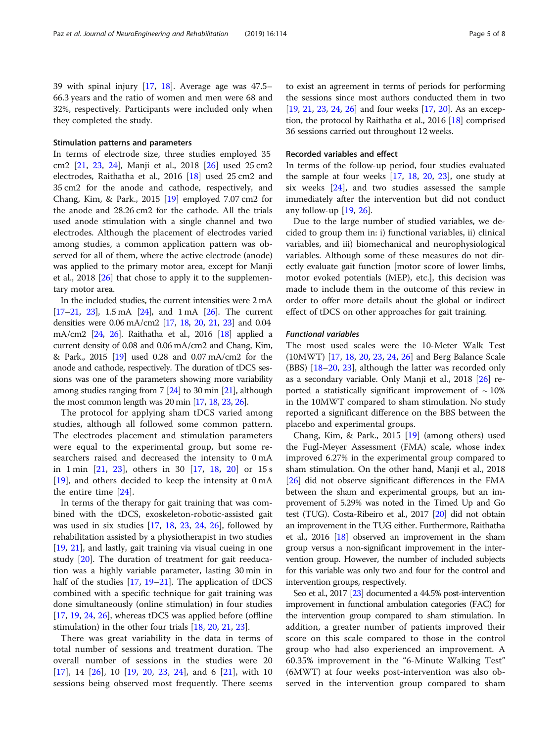39 with spinal injury [17, 18]. Average age was 47.5–66.3 years and the ratio of women and men were 68 and 32%, respectively. Participants were included only when they completed the study.

### Stimulation patterns and parameters

In terms of electrode size, three studies employed 35 cm2 [21, 23, 24], Manji et al., 2018 [26] used 25 cm2 electrodes, Raithatha et al., 2016 [18] used 25 cm2 and 35 cm2 for the anode and cathode, respectively, and Chang, Kim, & Park., 2015 [19] employed 7.07 cm2 for the anode and 28.26 cm2 for the cathode. All the trials used anode stimulation with a single channel and two electrodes. Although the placement of electrodes varied among studies, a common application pattern was observed for all of them, where the active electrode (anode) was applied to the primary motor area, except for Manji et al., 2018 [26] that chose to apply it to the supplementary motor area.

In the included studies, the current intensities were 2 mA [17–21, 23], 1.5 mA [24], and 1 mA [26]. The current densities were 0.06 mA/cm2 [17, 18, 20, 21, 23] and 0.04 mA/cm2 [24, 26]. Raithatha et al., 2016 [18] applied a current density of 0.08 and 0.06 mA/cm2 and Chang, Kim, & Park., 2015 [19] used 0.28 and 0.07 mA/cm2 for the anode and cathode, respectively. The duration of tDCS sessions was one of the parameters showing more variability among studies ranging from 7 [24] to 30 min [21], although the most common length was 20 min [17, 18, 23, 26].

The protocol for applying sham tDCS varied among studies, although all followed some common pattern. The electrodes placement and stimulation parameters were equal to the experimental group, but some researchers raised and decreased the intensity to 0 mA in 1 min [21, 23], others in 30 [17, 18, 20] or 15 s [19], and others decided to keep the intensity at 0 mA the entire time [24].

In terms of the therapy for gait training that was combined with the tDCS, exoskeleton-robotic-assisted gait was used in six studies [17, 18, 23, 24, 26], followed by rehabilitation assisted by a physiotherapist in two studies [19, 21], and lastly, gait training via visual cueing in one study [20]. The duration of treatment for gait reeducation was a highly variable parameter, lasting 30 min in half of the studies [17, 19–21]. The application of tDCS combined with a specific technique for gait training was done simultaneously (online stimulation) in four studies [17, 19, 24, 26], whereas tDCS was applied before (offline stimulation) in the other four trials [18, 20, 21, 23].

There was great variability in the data in terms of total number of sessions and treatment duration. The overall number of sessions in the studies were 20 [17], 14 [26], 10 [19, 20, 23, 24], and 6 [21], with 10 sessions being observed most frequently. There seems to exist an agreement in terms of periods for performing the sessions since most authors conducted them in two [19, 21, 23, 24, 26] and four weeks [17, 20]. As an exception, the protocol by Raithatha et al., 2016 [18] comprised 36 sessions carried out throughout 12 weeks.

### Recorded variables and effect

In terms of the follow-up period, four studies evaluated the sample at four weeks [17, 18, 20, 23], one study at six weeks [24], and two studies assessed the sample immediately after the intervention but did not conduct any follow-up [19, 26].

Due to the large number of studied variables, we decided to group them in: i) functional variables, ii) clinical variables, and iii) biomechanical and neurophysiological variables. Although some of these measures do not directly evaluate gait function [motor score of lower limbs, motor evoked potentials (MEP), etc.], this decision was made to include them in the outcome of this review in order to offer more details about the global or indirect effect of tDCS on other approaches for gait training.

#### *Functional variables*

The most used scales were the 10-Meter Walk Test (10MWT) [17, 18, 20, 23, 24, 26] and Berg Balance Scale (BBS) [18–20, 23], although the latter was recorded only as a secondary variable. Only Manji et al., 2018 [26] reported a statistically significant improvement of ~ 10% in the 10MWT compared to sham stimulation. No study reported a significant difference on the BBS between the placebo and experimental groups.

Chang, Kim, & Park., 2015 [19] (among others) used the Fugl-Meyer Assessment (FMA) scale, whose index improved 6.27% in the experimental group compared to sham stimulation. On the other hand, Manji et al., 2018 [26] did not observe significant differences in the FMA between the sham and experimental groups, but an improvement of 5.29% was noted in the Timed Up and Go test (TUG). Costa-Ribeiro et al., 2017 [20] did not obtain an improvement in the TUG either. Furthermore, Raithatha et al., 2016 [18] observed an improvement in the sham group versus a non-significant improvement in the intervention group. However, the number of included subjects for this variable was only two and four for the control and intervention groups, respectively.

Seo et al., 2017 [23] documented a 44.5% post-intervention improvement in functional ambulation categories (FAC) for the intervention group compared to sham stimulation. In addition, a greater number of patients improved their score on this scale compared to those in the control group who had also experienced an improvement. A 60.35% improvement in the "6-Minute Walking Test" (6MWT) at four weeks post-intervention was also observed in the intervention group compared to sham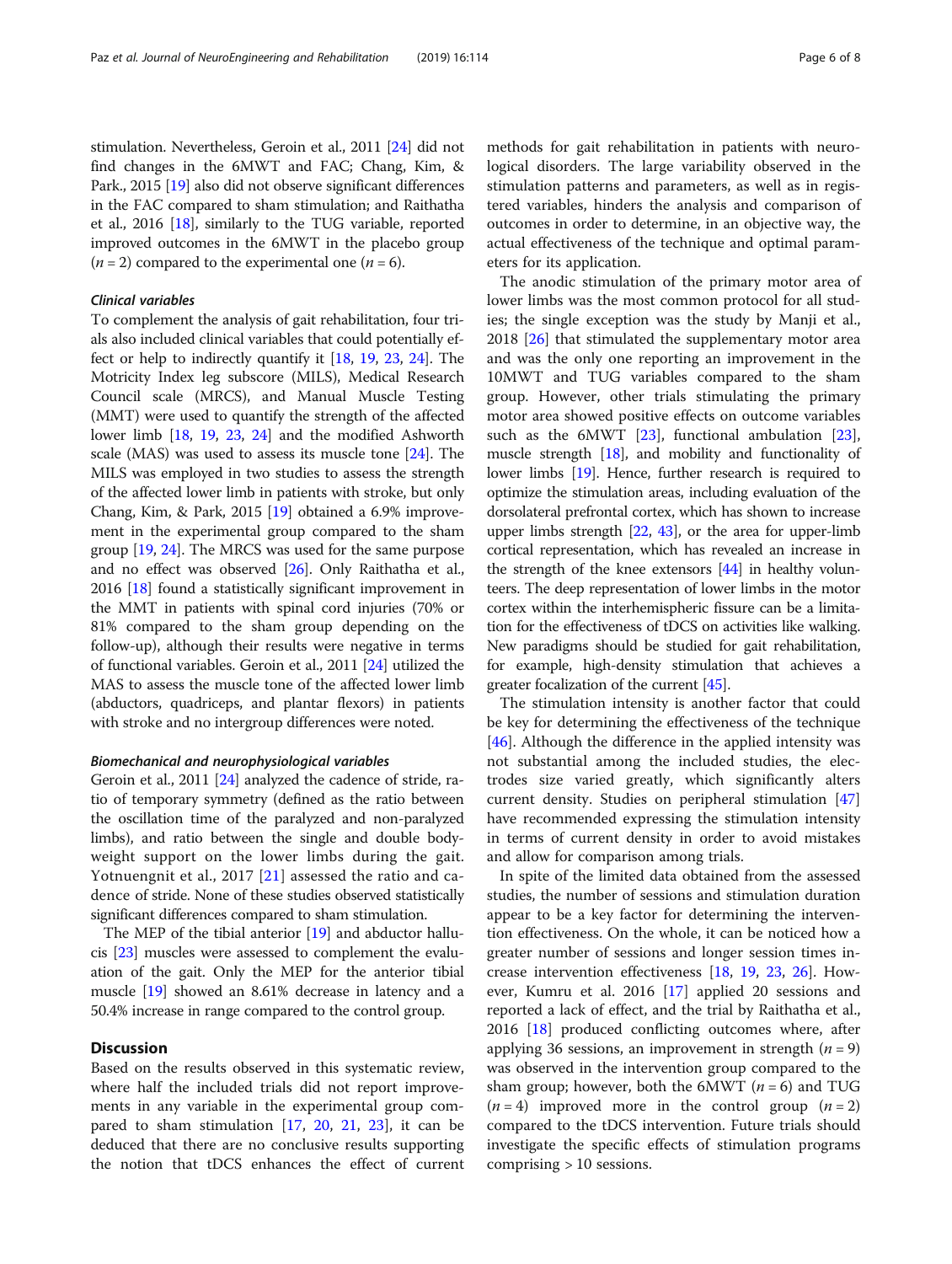stimulation. Nevertheless, Geroin et al., 2011 [24] did not find changes in the 6MWT and FAC; Chang, Kim, & Park., 2015 [19] also did not observe significant differences in the FAC compared to sham stimulation; and Raithatha et al., 2016 [18], similarly to the TUG variable, reported improved outcomes in the 6MWT in the placebo group ($n = 2$) compared to the experimental one ($n = 6$).

#### Clinical variables

To complement the analysis of gait rehabilitation, four trials also included clinical variables that could potentially effect or help to indirectly quantify it [18, 19, 23, 24]. The Motricity Index leg subscore (MILS), Medical Research Council scale (MRCS), and Manual Muscle Testing (MMT) were used to quantify the strength of the affected lower limb [18, 19, 23, 24] and the modified Ashworth scale (MAS) was used to assess its muscle tone [24]. The MILS was employed in two studies to assess the strength of the affected lower limb in patients with stroke, but only Chang, Kim, & Park, 2015 [19] obtained a 6.9% improvement in the experimental group compared to the sham group [19, 24]. The MRCS was used for the same purpose and no effect was observed [26]. Only Raithatha et al., 2016 [18] found a statistically significant improvement in the MMT in patients with spinal cord injuries (70% or 81% compared to the sham group depending on the follow-up), although their results were negative in terms of functional variables. Geroin et al., 2011 [24] utilized the MAS to assess the muscle tone of the affected lower limb (abductors, quadriceps, and plantar flexors) in patients with stroke and no intergroup differences were noted.

#### Biomechanical and neurophysiological variables

Geroin et al., 2011 [24] analyzed the cadence of stride, ratio of temporary symmetry (defined as the ratio between the oscillation time of the paralyzed and non-paralyzed limbs), and ratio between the single and double body-weight support on the lower limbs during the gait. Yotnuengnit et al., 2017 [21] assessed the ratio and cadence of stride. None of these studies observed statistically significant differences compared to sham stimulation.

The MEP of the tibial anterior [19] and abductor hallucis [23] muscles were assessed to complement the evaluation of the gait. Only the MEP for the anterior tibial muscle [19] showed an 8.61% decrease in latency and a 50.4% increase in range compared to the control group.

## Discussion

Based on the results observed in this systematic review, where half the included trials did not report improvements in any variable in the experimental group compared to sham stimulation [17, 20, 21, 23], it can be deduced that there are no conclusive results supporting the notion that tDCS enhances the effect of current methods for gait rehabilitation in patients with neurological disorders. The large variability observed in the stimulation patterns and parameters, as well as in registered variables, hinders the analysis and comparison of outcomes in order to determine, in an objective way, the actual effectiveness of the technique and optimal parameters for its application.

The anodic stimulation of the primary motor area of lower limbs was the most common protocol for all studies; the single exception was the study by Manji et al., 2018 [26] that stimulated the supplementary motor area and was the only one reporting an improvement in the 10MWT and TUG variables compared to the sham group. However, other trials stimulating the primary motor area showed positive effects on outcome variables such as the 6MWT [23], functional ambulation [23], muscle strength [18], and mobility and functionality of lower limbs [19]. Hence, further research is required to optimize the stimulation areas, including evaluation of the dorsolateral prefrontal cortex, which has shown to increase upper limbs strength [22, 43], or the area for upper-limb cortical representation, which has revealed an increase in the strength of the knee extensors [44] in healthy volunteers. The deep representation of lower limbs in the motor cortex within the interhemispheric fissure can be a limitation for the effectiveness of tDCS on activities like walking. New paradigms should be studied for gait rehabilitation, for example, high-density stimulation that achieves a greater focalization of the current [45].

The stimulation intensity is another factor that could be key for determining the effectiveness of the technique [46]. Although the difference in the applied intensity was not substantial among the included studies, the electrodes size varied greatly, which significantly alters current density. Studies on peripheral stimulation [47] have recommended expressing the stimulation intensity in terms of current density in order to avoid mistakes and allow for comparison among trials.

In spite of the limited data obtained from the assessed studies, the number of sessions and stimulation duration appear to be a key factor for determining the intervention effectiveness. On the whole, it can be noticed how a greater number of sessions and longer session times increase intervention effectiveness [18, 19, 23, 26]. However, Kumru et al. 2016 [17] applied 20 sessions and reported a lack of effect, and the trial by Raithatha et al., 2016 [18] produced conflicting outcomes where, after applying 36 sessions, an improvement in strength ($n = 9$) was observed in the intervention group compared to the sham group; however, both the 6MWT ($n = 6$) and TUG ($n = 4$) improved more in the control group ($n = 2$) compared to the tDCS intervention. Future trials should investigate the specific effects of stimulation programs comprising > 10 sessions.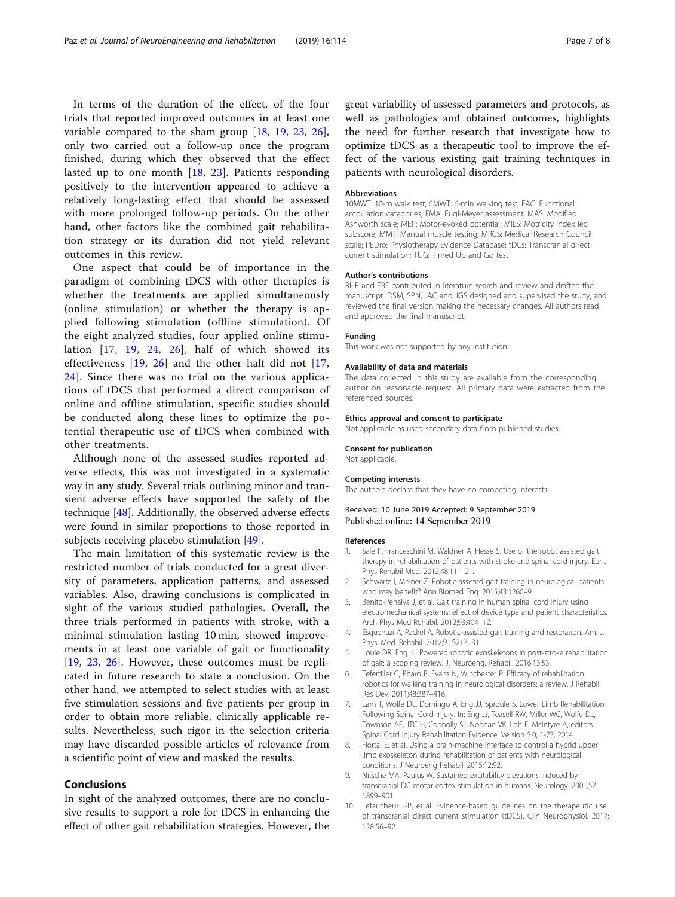In terms of the duration of the effect, of the four trials that reported improved outcomes in at least one variable compared to the sham group [18, 19, 23, 26], only two carried out a follow-up once the program finished, during which they observed that the effect lasted up to one month [18, 23]. Patients responding positively to the intervention appeared to achieve a relatively long-lasting effect that should be assessed with more prolonged follow-up periods. On the other hand, other factors like the combined gait rehabilitation strategy or its duration did not yield relevant outcomes in this review.

One aspect that could be of importance in the paradigm of combining tDCS with other therapies is whether the treatments are applied simultaneously (online stimulation) or whether the therapy is applied following stimulation (offline stimulation). Of the eight analyzed studies, four applied online stimulation [17, 19, 24, 26], half of which showed its effectiveness [19, 26] and the other half did not [17, 24]. Since there was no trial on the various applications of tDCS that performed a direct comparison of online and offline stimulation, specific studies should be conducted along these lines to optimize the potential therapeutic use of tDCS when combined with other treatments.

Although none of the assessed studies reported adverse effects, this was not investigated in a systematic way in any study. Several trials outlining minor and transient adverse effects have supported the safety of the technique [48]. Additionally, the observed adverse effects were found in similar proportions to those reported in subjects receiving placebo stimulation [49].

The main limitation of this systematic review is the restricted number of trials conducted for a great diversity of parameters, application patterns, and assessed variables. Also, drawing conclusions is complicated in sight of the various studied pathologies. Overall, the three trials performed in patients with stroke, with a minimal stimulation lasting 10 min, showed improvements in at least one variable of gait or functionality [19, 23, 26]. However, these outcomes must be replicated in future research to state a conclusion. On the other hand, we attempted to select studies with at least five stimulation sessions and five patients per group in order to obtain more reliable, clinically applicable results. Nevertheless, such rigor in the selection criteria may have discarded possible articles of relevance from a scientific point of view and masked the results.

## Conclusions

In sight of the analyzed outcomes, there are no conclusive results to support a role for tDCS in enhancing the effect of other gait rehabilitation strategies. However, the great variability of assessed parameters and protocols, as well as pathologies and obtained outcomes, highlights the need for further research that investigate how to optimize tDCS as a therapeutic tool to improve the effect of the various existing gait training techniques in patients with neurological disorders.

#### Abbreviations

10MWT: 10-m walk test; 6MWT: 6-min walking test; FAC: Functional ambulation categories; FMA: Fugl-Meyer assessment; MAS: Modified Ashworth scale; MEP: Motor-evoked potential; MILS: Motricity Index leg subscore; MMT: Manual muscle testing; MRCS: Medical Research Council scale; PEDro: Physiotherapy Evidence Database; tDCs: Transcranial direct current stimulation; TUG: Timed Up and Go test

#### Author's contributions

RHP and EBE contributed in literature search and review and drafted the manuscript. DSM, SPN, JAC and JGS designed and supervised the study, and reviewed the final version making the necessary changes. All authors read and approved the final manuscript.

#### Funding

This work was not supported by any institution.

#### Availability of data and materials

The data collected in this study are available from the corresponding author on reasonable request. All primary data were extracted from the referenced sources.

#### Ethics approval and consent to participate

Not applicable as used secondary data from published studies.

#### Consent for publication

Not applicable.

#### Competing interests

The authors declare that they have no competing interests.

Received: 10 June 2019 Accepted: 9 September 2019
Published online: 14 September 2019

#### References

1. Sale P, Franceschini M, Waldner A, Hesse S. Use of the robot assisted gait therapy in rehabilitation of patients with stroke and spinal cord injury. Eur J Phys Rehabil Med. 2012;48:111–21.
2. Schwartz I, Meiner Z. Robotic-assisted gait training in neurological patients: who may benefit? Ann Biomed Eng. 2015;43:1260–9.
3. Benito-Penalva J, et al. Gait training in human spinal cord injury using electromechanical systems: effect of device type and patient characteristics. Arch Phys Med Rehabil. 2012;93:404–12.
4. Esquenazi A, Packel A. Robotic-assisted gait training and restoration. Am. J. Phys. Med. Rehabil. 2012;91:S217–31.
5. Louie DR, Eng JJ. Powered robotic exoskeletons in post-stroke rehabilitation of gait: a scoping review. J. Neuroeng. Rehabil. 2016;13:53.
6. Tefertiller C, Pharo B, Evans N, Winchester P. Efficacy of rehabilitation robotics for walking training in neurological disorders: a review. J Rehabil Res Dev. 2011;48:387–416.
7. Lam T, Wolfe DL, Domingo A, Eng JJ, Sproule S. Lower Limb Rehabilitation Following Spinal Cord Injury. In: Eng JJ, Teasell RW, Miller WC, Wolfe DL, Townson AF, JTC H, Connolly SJ, Noonan VK, Loh E, McIntyre A, editors. Spinal Cord Injury Rehabilitation Evidence. Version 5.0, 1-73; 2014.
8. Hortal E, et al. Using a brain-machine interface to control a hybrid upper limb exoskeleton during rehabilitation of patients with neurological conditions. J Neuroeng Rehabil. 2015;12:92.
9. Nitsche MA, Paulus W. Sustained excitability elevations induced by transcranial DC motor cortex stimulation in humans. Neurology. 2001;57:1899–901.
10. Lefaucheur J-P, et al. Evidence-based guidelines on the therapeutic use of transcranial direct current stimulation (tDCS). Clin Neurophysiol. 2017;128:56–92.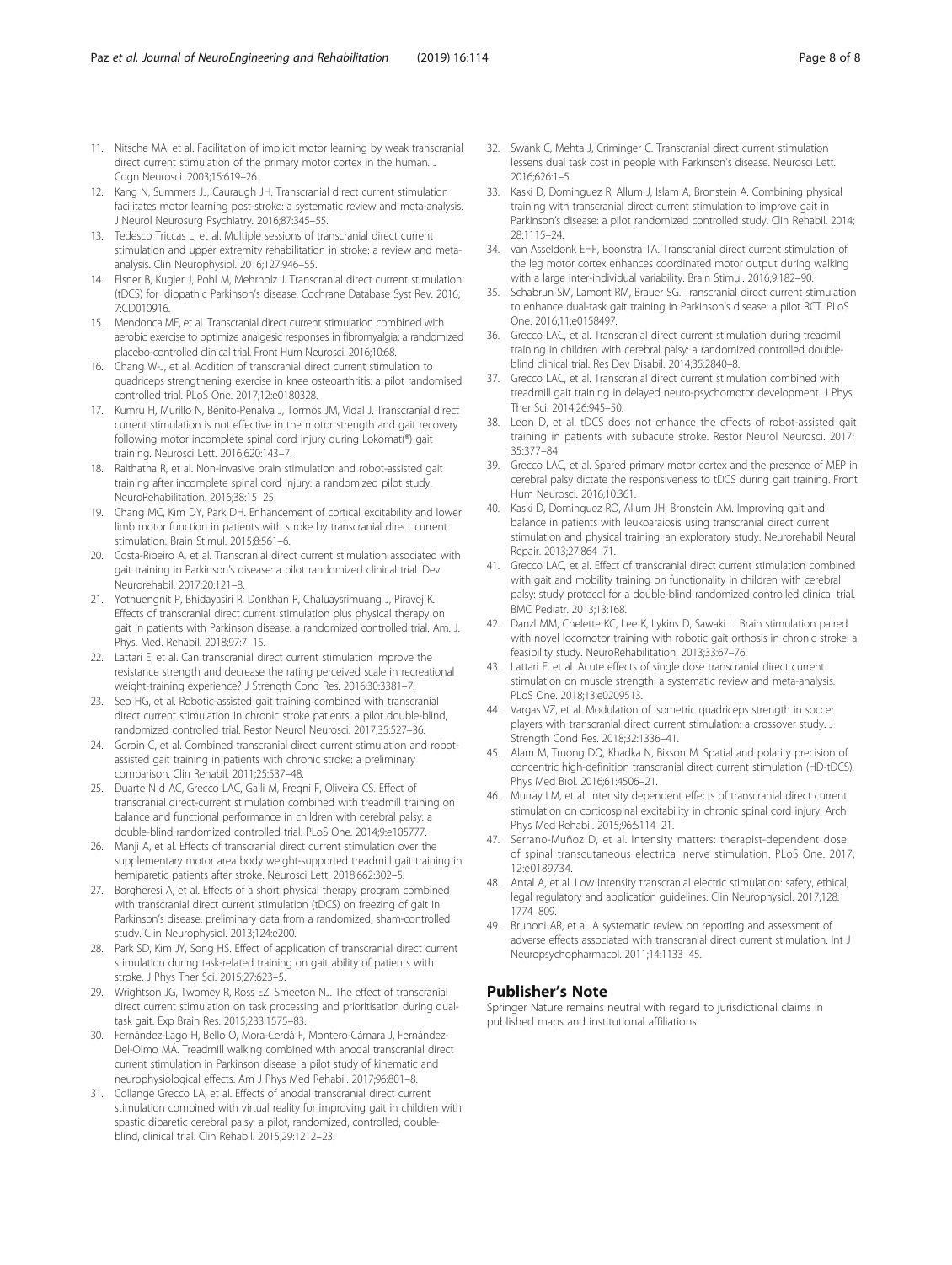11. Nitsche MA, et al. Facilitation of implicit motor learning by weak transcranial direct current stimulation of the primary motor cortex in the human. J Cogn Neurosci. 2003;15:619–26.
12. Kang N, Summers JJ, Cauraugh JH. Transcranial direct current stimulation facilitates motor learning post-stroke: a systematic review and meta-analysis. J Neurol Neurosurg Psychiatry. 2016;87:345–55.
13. Tedesco Triccas L, et al. Multiple sessions of transcranial direct current stimulation and upper extremity rehabilitation in stroke: a review and meta-analysis. Clin Neurophysiol. 2016;127:946–55.
14. Elsner B, Kugler J, Pohl M, Mehrholz J. Transcranial direct current stimulation (tDCS) for idiopathic Parkinson's disease. Cochrane Database Syst Rev. 2016; 7:CD010916.
15. Mendonca ME, et al. Transcranial direct current stimulation combined with aerobic exercise to optimize analgesic responses in fibromyalgia: a randomized placebo-controlled clinical trial. Front Hum Neurosci. 2016;10:68.
16. Chang W-J, et al. Addition of transcranial direct current stimulation to quadriceps strengthening exercise in knee osteoarthritis: a pilot randomised controlled trial. PLoS One. 2017;12:e0180328.
17. Kumru H, Murillo N, Benito-Penalva J, Tormos JM, Vidal J. Transcranial direct current stimulation is not effective in the motor strength and gait recovery following motor incomplete spinal cord injury during Lokomat(®) gait training. Neurosci Lett. 2016;620:143–7.
18. Raithatha R, et al. Non-invasive brain stimulation and robot-assisted gait training after incomplete spinal cord injury: a randomized pilot study. NeuroRehabilitation. 2016;38:15–25.
19. Chang MC, Kim DY, Park DH. Enhancement of cortical excitability and lower limb motor function in patients with stroke by transcranial direct current stimulation. Brain Stimul. 2015;8:561–6.
20. Costa-Ribeiro A, et al. Transcranial direct current stimulation associated with gait training in Parkinson's disease: a pilot randomized clinical trial. Dev Neurorehabil. 2017;20:121–8.
21. Yotnuengnit P, Bhidayasiri R, Donkhan R, Chaluaysrimuang J, Piravej K. Effects of transcranial direct current stimulation plus physical therapy on gait in patients with Parkinson disease: a randomized controlled trial. Am. J. Phys. Med. Rehabil. 2018;97:7–15.
22. Lattari E, et al. Can transcranial direct current stimulation improve the resistance strength and decrease the rating perceived scale in recreational weight-training experience? J Strength Cond Res. 2016;30:3381–7.
23. Seo HG, et al. Robotic-assisted gait training combined with transcranial direct current stimulation in chronic stroke patients: a pilot double-blind, randomized controlled trial. Restor Neurol Neurosci. 2017;35:527–36.
24. Geroin C, et al. Combined transcranial direct current stimulation and robot-assisted gait training in patients with chronic stroke: a preliminary comparison. Clin Rehabil. 2011;25:537–48.
25. Duarte N d AC, Grecco LAC, Galli M, Fregni F, Oliveira CS. Effect of transcranial direct-current stimulation combined with treadmill training on balance and functional performance in children with cerebral palsy: a double-blind randomized controlled trial. PLoS One. 2014;9:e105777.
26. Manji A, et al. Effects of transcranial direct current stimulation over the supplementary motor area body weight-supported treadmill gait training in hemiparetic patients after stroke. Neurosci Lett. 2018;662:302–5.
27. Borgheresi A, et al. Effects of a short physical therapy program combined with transcranial direct current stimulation (tDCS) on freezing of gait in Parkinson's disease: preliminary data from a randomized, sham-controlled study. Clin Neurophysiol. 2013;124:e200.
28. Park SD, Kim JY, Song HS. Effect of application of transcranial direct current stimulation during task-related training on gait ability of patients with stroke. J Phys Ther Sci. 2015;27:623–5.
29. Wrightson JG, Twomey R, Ross EZ, Smeeton NJ. The effect of transcranial direct current stimulation on task processing and prioritisation during dual-task gait. Exp Brain Res. 2015;233:1575–83.
30. Fernández-Lago H, Bello O, Mora-Cerdá F, Montero-Cámara J, Fernández-Del-Olmo MÁ. Treadmill walking combined with anodal transcranial direct current stimulation in Parkinson disease: a pilot study of kinematic and neurophysiological effects. Am J Phys Med Rehabil. 2017;96:801–8.
31. Collange Grecco LA, et al. Effects of anodal transcranial direct current stimulation combined with virtual reality for improving gait in children with spastic diparetic cerebral palsy: a pilot, randomized, controlled, double-blind, clinical trial. Clin Rehabil. 2015;29:1212–23.
32. Swank C, Mehta J, Criminger C. Transcranial direct current stimulation lessens dual task cost in people with Parkinson's disease. Neurosci Lett. 2016;626:1–5.
33. Kaski D, Dominguez R, Allum J, Islam A, Bronstein A. Combining physical training with transcranial direct current stimulation to improve gait in Parkinson's disease: a pilot randomized controlled study. Clin Rehabil. 2014; 28:1115–24.
34. van Asseldonk EHF, Boonstra TA. Transcranial direct current stimulation of the leg motor cortex enhances coordinated motor output during walking with a large inter-individual variability. Brain Stimul. 2016;9:182–90.
35. Schabrun SM, Lamont RM, Brauer SG. Transcranial direct current stimulation to enhance dual-task gait training in Parkinson's disease: a pilot RCT. PLoS One. 2016;11:e0158497.
36. Grecco LAC, et al. Transcranial direct current stimulation during treadmill training in children with cerebral palsy: a randomized controlled double-blind clinical trial. Res Dev Disabil. 2014;35:2840–8.
37. Grecco LAC, et al. Transcranial direct current stimulation combined with treadmill gait training in delayed neuro-psychomotor development. J Phys Ther Sci. 2014;26:945–50.
38. Leon D, et al. tDCS does not enhance the effects of robot-assisted gait training in patients with subacute stroke. Restor Neurol Neurosci. 2017; 35:377–84.
39. Grecco LAC, et al. Spared primary motor cortex and the presence of MEP in cerebral palsy dictate the responsiveness to tDCS during gait training. Front Hum Neurosci. 2016;10:361.
40. Kaski D, Dominguez RO, Allum JH, Bronstein AM. Improving gait and balance in patients with leukoaraiosis using transcranial direct current stimulation and physical training: an exploratory study. Neurorehabil Neural Repair. 2013;27:864–71.
41. Grecco LAC, et al. Effect of transcranial direct current stimulation combined with gait and mobility training on functionality in children with cerebral palsy: study protocol for a double-blind randomized controlled clinical trial. BMC Pediatr. 2013;13:168.
42. Danzl MM, Chelette KC, Lee K, Lykins D, Sawaki L. Brain stimulation paired with novel locomotor training with robotic gait orthosis in chronic stroke: a feasibility study. NeuroRehabilitation. 2013;33:67–76.
43. Lattari E, et al. Acute effects of single dose transcranial direct current stimulation on muscle strength: a systematic review and meta-analysis. PLoS One. 2018;13:e0209513.
44. Vargas VZ, et al. Modulation of isometric quadriceps strength in soccer players with transcranial direct current stimulation: a crossover study. J Strength Cond Res. 2018;32:1336–41.
45. Alam M, Truong DQ, Khadka N, Bikson M. Spatial and polarity precision of concentric high-definition transcranial direct current stimulation (HD-tDCS). Phys Med Biol. 2016;61:4506–21.
46. Murray LM, et al. Intensity dependent effects of transcranial direct current stimulation on corticospinal excitability in chronic spinal cord injury. Arch Phys Med Rehabil. 2015;96:S114–21.
47. Serrano-Muñoz D, et al. Intensity matters: therapist-dependent dose of spinal transcutaneous electrical nerve stimulation. PLoS One. 2017; 12:e0189734.
48. Antal A, et al. Low intensity transcranial electric stimulation: safety, ethical, legal regulatory and application guidelines. Clin Neurophysiol. 2017;128: 1774–809.
49. Brunoni AR, et al. A systematic review on reporting and assessment of adverse effects associated with transcranial direct current stimulation. Int J Neuropsychopharmacol. 2011;14:1133–45.

## Publisher's Note

Springer Nature remains neutral with regard to jurisdictional claims in published maps and institutional affiliations.